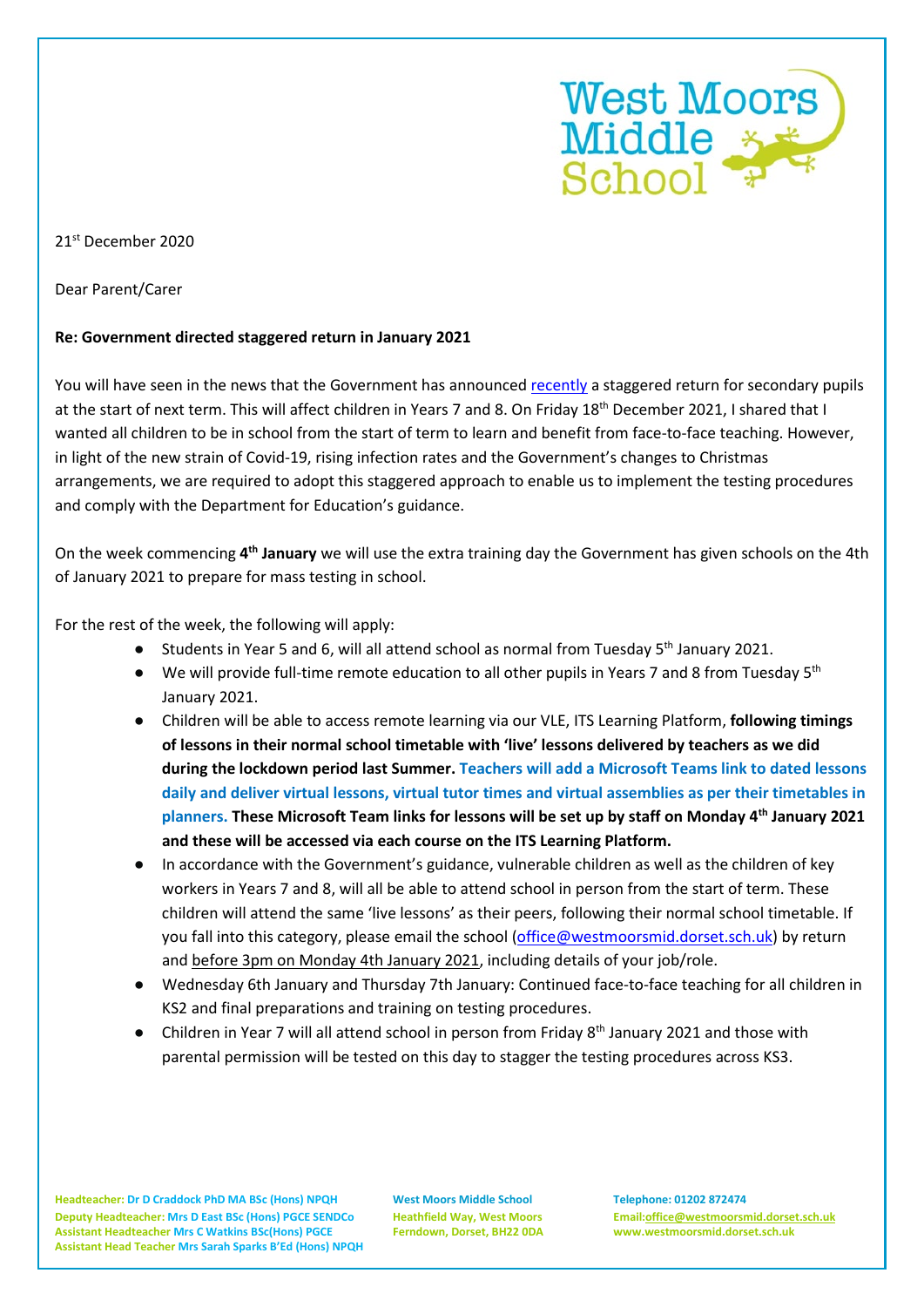21st December 2020

Dear Parent/Carer

**Re: Government directed staggered return in January 2021**

You will have seen in the news that the Government has announced recently a staggered return for secondary pupils at the start of next term. This will affect children in Years 7 and 8. On Friday 18th December 2021, I shared that I wanted all children to be in school from the start of term to learn and benefit from face-to-face teaching. However, in light of the new strain of Covid-19, rising infection rates and the Government's changes to Christmas arrangements, we are required to adopt this staggered approach to enable us to implement the testing procedures and comply with the Department for Education's guidance.

On the week commencing **4th January** we will use the extra training day the Government has given schools on the 4th of January 2021 to prepare for mass testing in school.

For the rest of the week, the following will apply:

- Students in Year 5 and 6, will all attend school as normal from Tuesday 5th January 2021.
- We will provide full-time remote education to all other pupils in Years 7 and 8 from Tuesday 5th January 2021.
- Children will be able to access remote learning via our VLE, ITS Learning Platform, **following timings of lessons in their normal school timetable with 'live' lessons delivered by teachers as we did during the lockdown period last Summer. Teachers will add a Microsoft Teams link to dated lessons daily and deliver virtual lessons, virtual tutor times and virtual assemblies as per their timetables in planners. These Microsoft Team links for lessons will be set up by staff on Monday 4th January 2021 and these will be accessed via each course on the ITS Learning Platform.**
- In accordance with the Government's guidance, vulnerable children as well as the children of key workers in Years 7 and 8, will all be able to attend school in person from the start of term. These children will attend the same 'live lessons' as their peers, following their normal school timetable. If you fall into this category, please email the school (office@westmoorsmid.dorset.sch.uk) by return and before 3pm on Monday 4th January 2021, including details of your job/role.
- Wednesday 6th January and Thursday 7th January: Continued face-to-face teaching for all children in KS2 and final preparations and training on testing procedures.
- Children in Year 7 will all attend school in person from Friday 8th January 2021 and those with parental permission will be tested on this day to stagger the testing procedures across KS3.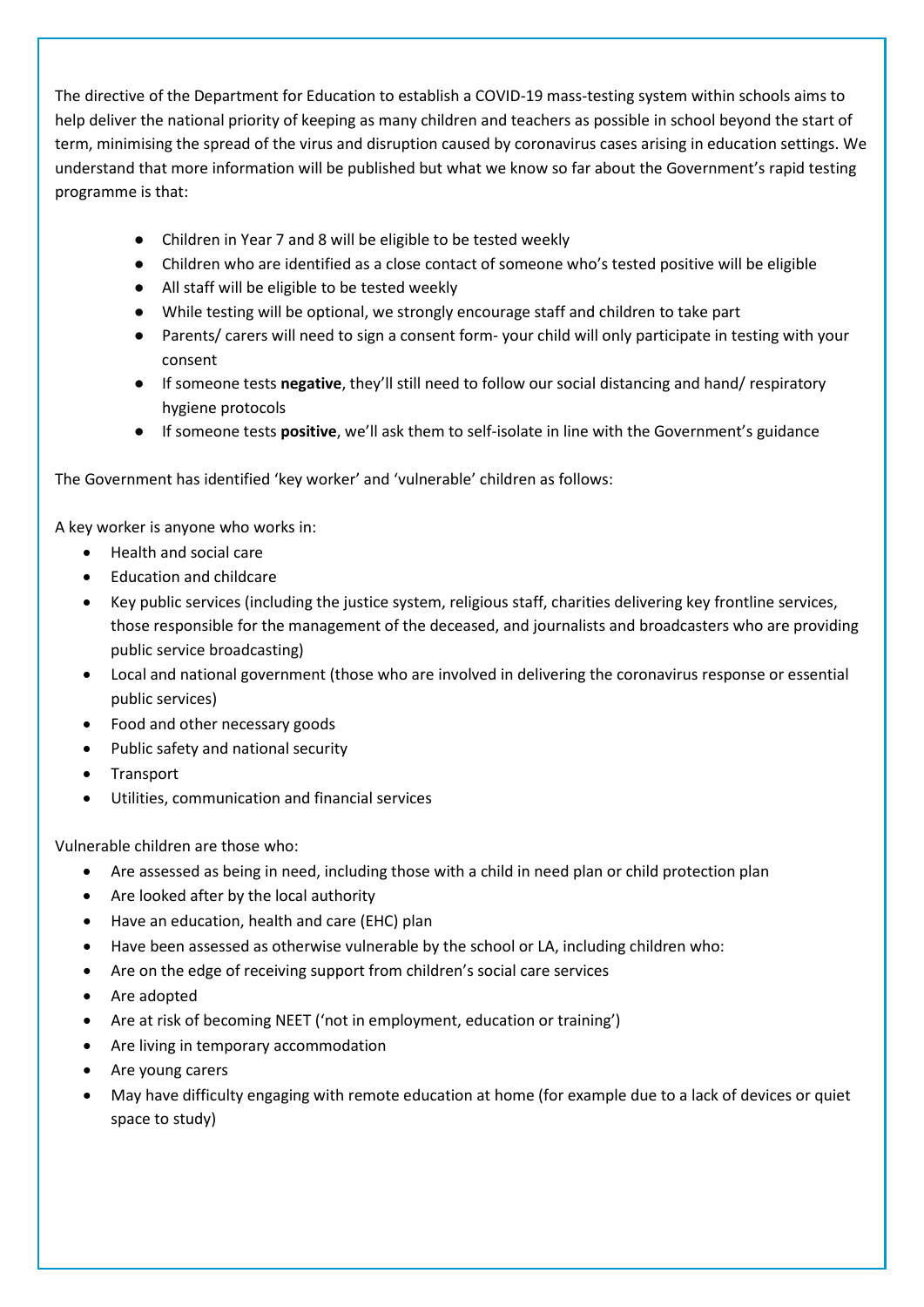The directive of the Department for Education to establish a COVID-19 mass-testing system within schools aims to help deliver the national priority of keeping as many children and teachers as possible in school beyond the start of term, minimising the spread of the virus and disruption caused by coronavirus cases arising in education settings. We understand that more information will be published but what we know so far about the Government's rapid testing programme is that:

- Children in Year 7 and 8 will be eligible to be tested weekly
- Children who are identified as a close contact of someone who's tested positive will be eligible
- All staff will be eligible to be tested weekly
- While testing will be optional, we strongly encourage staff and children to take part
- Parents/ carers will need to sign a consent form- your child will only participate in testing with your consent
- If someone tests **negative**, they'll still need to follow our social distancing and hand/ respiratory hygiene protocols
- If someone tests **positive**, we'll ask them to self-isolate in line with the Government's guidance

The Government has identified 'key worker' and 'vulnerable' children as follows:

A key worker is anyone who works in:

- Health and social care
- Education and childcare
- Key public services (including the justice system, religious staff, charities delivering key frontline services, those responsible for the management of the deceased, and journalists and broadcasters who are providing public service broadcasting)
- Local and national government (those who are involved in delivering the coronavirus response or essential public services)
- Food and other necessary goods
- Public safety and national security
- Transport
- Utilities, communication and financial services

Vulnerable children are those who:

- Are assessed as being in need, including those with a child in need plan or child protection plan
- Are looked after by the local authority
- Have an education, health and care (EHC) plan
- Have been assessed as otherwise vulnerable by the school or LA, including children who:
- Are on the edge of receiving support from children's social care services
- Are adopted
- Are at risk of becoming NEET ('not in employment, education or training')
- Are living in temporary accommodation
- Are young carers
- May have difficulty engaging with remote education at home (for example due to a lack of devices or quiet space to study)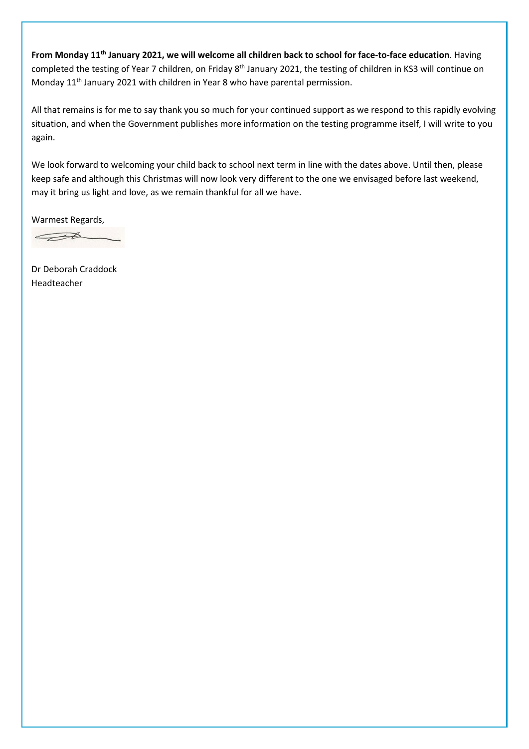**From Monday 11th January 2021, we will welcome all children back to school for face-to-face education**. Having completed the testing of Year 7 children, on Friday 8th January 2021, the testing of children in KS3 will continue on Monday 11th January 2021 with children in Year 8 who have parental permission.

All that remains is for me to say thank you so much for your continued support as we respond to this rapidly evolving situation, and when the Government publishes more information on the testing programme itself, I will write to you again.

We look forward to welcoming your child back to school next term in line with the dates above. Until then, please keep safe and although this Christmas will now look very different to the one we envisaged before last weekend, may it bring us light and love, as we remain thankful for all we have.

Warmest Regards,

Dr Deborah Craddock
Headteacher